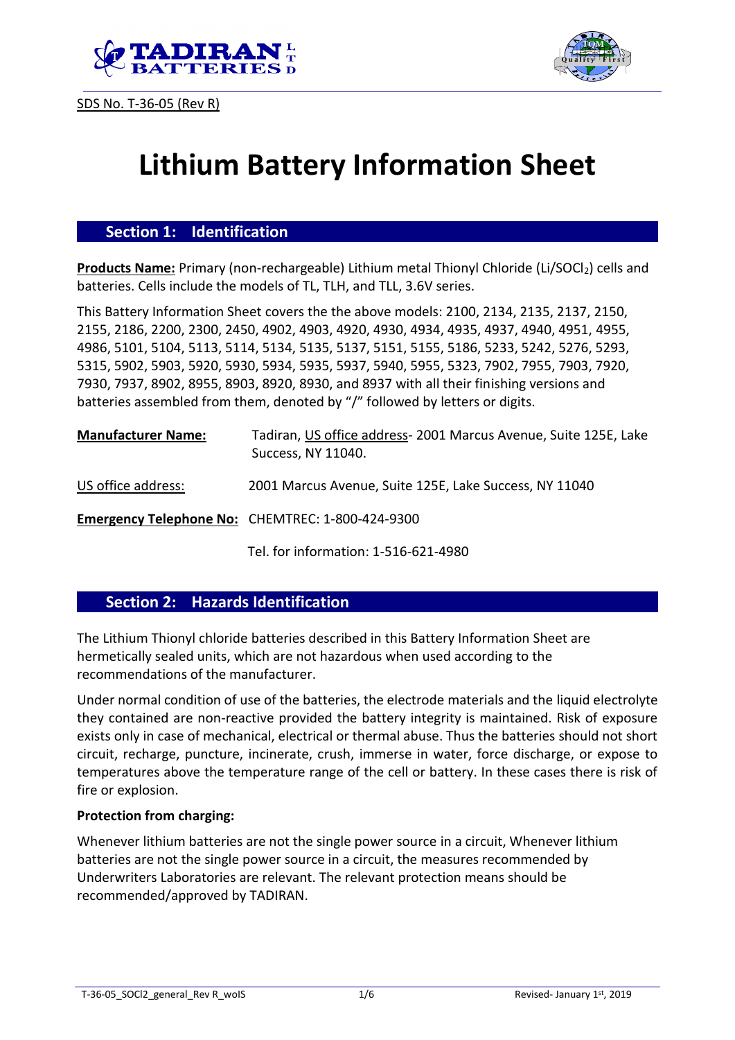SDS No. T-36-05 (Rev R)

# Lithium Battery Information Sheet

## Section 1: Identification

**Products Name:** Primary (non-rechargeable) Lithium metal Thionyl Chloride ($Li/SOCl_2$) cells and batteries. Cells include the models of TL, TLH, and TLL, 3.6V series.

This Battery Information Sheet covers the the above models: 2100, 2134, 2135, 2137, 2150, 2155, 2186, 2200, 2300, 2450, 4902, 4903, 4920, 4930, 4934, 4935, 4937, 4940, 4951, 4955, 4986, 5101, 5104, 5113, 5114, 5134, 5135, 5137, 5151, 5155, 5186, 5233, 5242, 5276, 5293, 5315, 5902, 5903, 5920, 5930, 5934, 5935, 5937, 5940, 5955, 5323, 7902, 7955, 7903, 7920, 7930, 7937, 8902, 8955, 8903, 8920, 8930, and 8937 with all their finishing versions and batteries assembled from them, denoted by "/" followed by letters or digits.

**Manufacturer Name:** Tadiran, US office address- 2001 Marcus Avenue, Suite 125E, Lake Success, NY 11040.

US office address: 2001 Marcus Avenue, Suite 125E, Lake Success, NY 11040

**Emergency Telephone No:** CHEMTREC: 1-800-424-9300

Tel. for information: 1-516-621-4980

## Section 2: Hazards Identification

The Lithium Thionyl chloride batteries described in this Battery Information Sheet are hermetically sealed units, which are not hazardous when used according to the recommendations of the manufacturer.

Under normal condition of use of the batteries, the electrode materials and the liquid electrolyte they contained are non-reactive provided the battery integrity is maintained. Risk of exposure exists only in case of mechanical, electrical or thermal abuse. Thus the batteries should not short circuit, recharge, puncture, incinerate, crush, immerse in water, force discharge, or expose to temperatures above the temperature range of the cell or battery. In these cases there is risk of fire or explosion.

**Protection from charging:**

Whenever lithium batteries are not the single power source in a circuit, Whenever lithium batteries are not the single power source in a circuit, the measures recommended by Underwriters Laboratories are relevant. The relevant protection means should be recommended/approved by TADIRAN.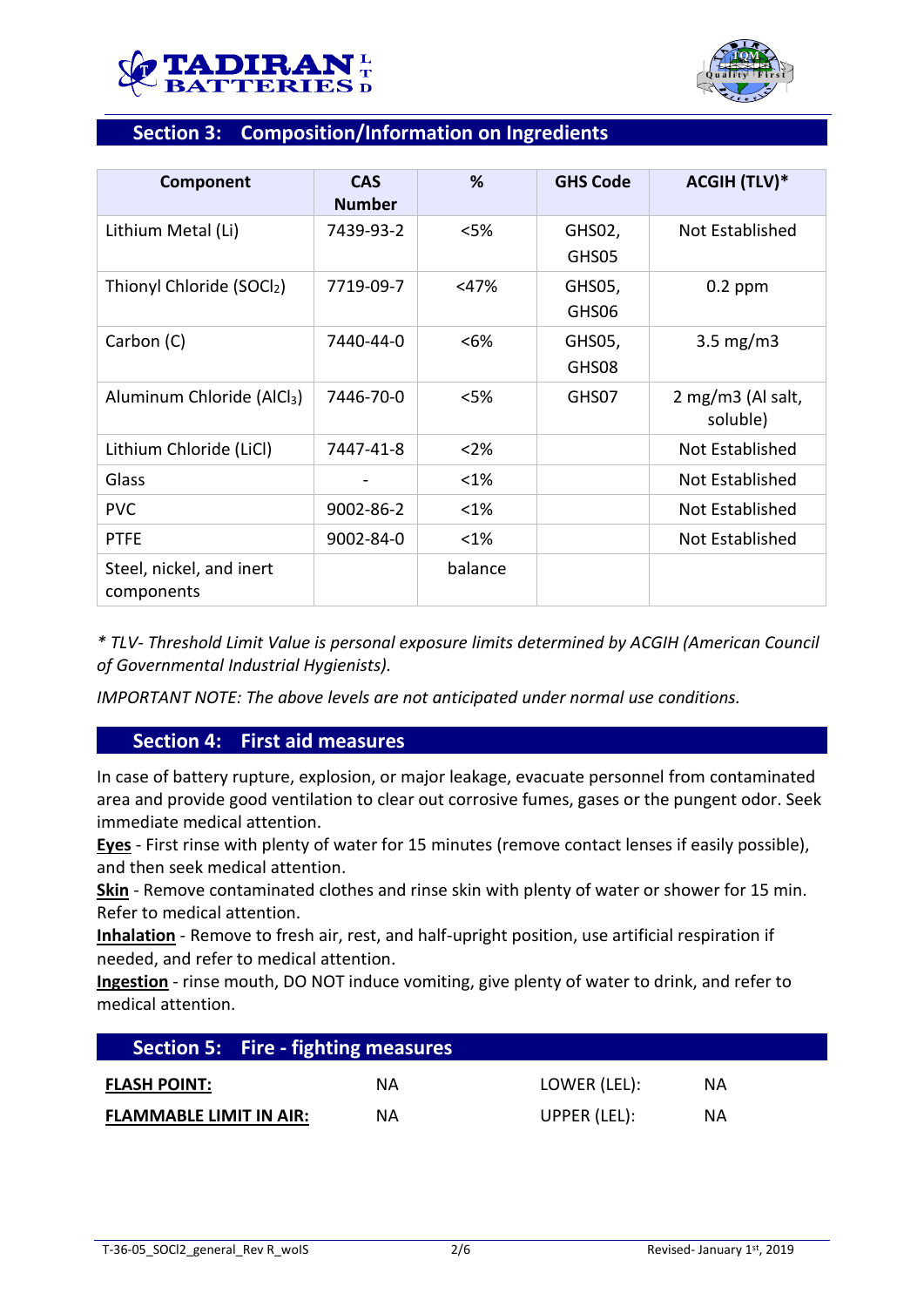## Section 3: Composition/Information on Ingredients

| Component | CAS Number | % | GHS Code | ACGIH (TLV)* |
|---|---|---|---|---|
| Lithium Metal (Li) | 7439-93-2 | <5% | GHS02, GHS05 | Not Established |
| Thionyl Chloride ($SOCl_2$) | 7719-09-7 | <47% | GHS05, GHS06 | 0.2 ppm |
| Carbon (C) | 7440-44-0 | <6% | GHS05, GHS08 | 3.5 mg/m3 |
| Aluminum Chloride ($AlCl_3$) | 7446-70-0 | <5% | GHS07 | 2 mg/m3 (Al salt, soluble) |
| Lithium Chloride (LiCl) | 7447-41-8 | <2% | | Not Established |
| Glass | - | <1% | | Not Established |
| PVC | 9002-86-2 | <1% | | Not Established |
| PTFE | 9002-84-0 | <1% | | Not Established |
| Steel, nickel, and inert components | | balance | | |

*\* TLV- Threshold Limit Value is personal exposure limits determined by ACGIH (American Council of Governmental Industrial Hygienists).*

*IMPORTANT NOTE: The above levels are not anticipated under normal use conditions.*

## Section 4: First aid measures

In case of battery rupture, explosion, or major leakage, evacuate personnel from contaminated area and provide good ventilation to clear out corrosive fumes, gases or the pungent odor. Seek immediate medical attention.

**Eyes** - First rinse with plenty of water for 15 minutes (remove contact lenses if easily possible), and then seek medical attention.

**Skin** - Remove contaminated clothes and rinse skin with plenty of water or shower for 15 min. Refer to medical attention.

**Inhalation** - Remove to fresh air, rest, and half-upright position, use artificial respiration if needed, and refer to medical attention.

**Ingestion** - rinse mouth, DO NOT induce vomiting, give plenty of water to drink, and refer to medical attention.

## Section 5: Fire - fighting measures

| | | | |
|---|---|---|---|
| **FLASH POINT:** | NA | LOWER (LEL): | NA |
| **FLAMMABLE LIMIT IN AIR:** | NA | UPPER (LEL): | NA |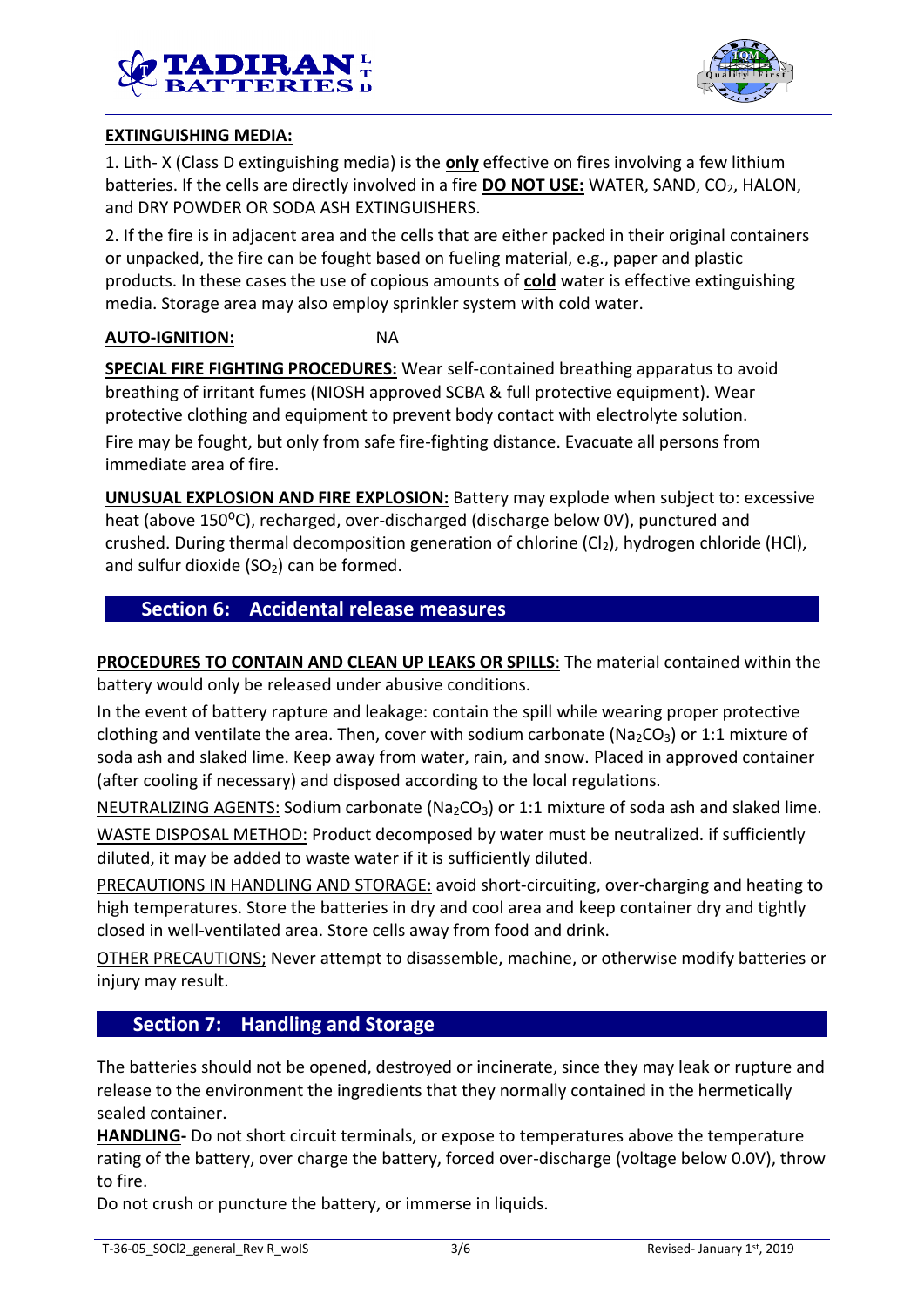**EXTINGUISHING MEDIA:**

1. Lith- X (Class D extinguishing media) is the **only** effective on fires involving a few lithium batteries. If the cells are directly involved in a fire **DO NOT USE:** WATER, SAND, $CO_2$, HALON, and DRY POWDER OR SODA ASH EXTINGUISHERS.

2. If the fire is in adjacent area and the cells that are either packed in their original containers or unpacked, the fire can be fought based on fueling material, e.g., paper and plastic products. In these cases the use of copious amounts of **cold** water is effective extinguishing media. Storage area may also employ sprinkler system with cold water.

**AUTO-IGNITION:** NA

**SPECIAL FIRE FIGHTING PROCEDURES:** Wear self-contained breathing apparatus to avoid breathing of irritant fumes (NIOSH approved SCBA & full protective equipment). Wear protective clothing and equipment to prevent body contact with electrolyte solution.

Fire may be fought, but only from safe fire-fighting distance. Evacuate all persons from immediate area of fire.

**UNUSUAL EXPLOSION AND FIRE EXPLOSION:** Battery may explode when subject to: excessive heat (above 150$^oC$), recharged, over-discharged (discharge below 0V), punctured and crushed. During thermal decomposition generation of chlorine ($Cl_2$), hydrogen chloride (HCl), and sulfur dioxide ($SO_2$) can be formed.

## Section 6: Accidental release measures

**PROCEDURES TO CONTAIN AND CLEAN UP LEAKS OR SPILLS**: The material contained within the battery would only be released under abusive conditions.

In the event of battery rapture and leakage: contain the spill while wearing proper protective clothing and ventilate the area. Then, cover with sodium carbonate ($Na_2CO_3$) or 1:1 mixture of soda ash and slaked lime. Keep away from water, rain, and snow. Placed in approved container (after cooling if necessary) and disposed according to the local regulations.

NEUTRALIZING AGENTS: Sodium carbonate ($Na_2CO_3$) or 1:1 mixture of soda ash and slaked lime.

WASTE DISPOSAL METHOD: Product decomposed by water must be neutralized. if sufficiently diluted, it may be added to waste water if it is sufficiently diluted.

PRECAUTIONS IN HANDLING AND STORAGE: avoid short-circuiting, over-charging and heating to high temperatures. Store the batteries in dry and cool area and keep container dry and tightly closed in well-ventilated area. Store cells away from food and drink.

OTHER PRECAUTIONS; Never attempt to disassemble, machine, or otherwise modify batteries or injury may result.

## Section 7: Handling and Storage

The batteries should not be opened, destroyed or incinerate, since they may leak or rupture and release to the environment the ingredients that they normally contained in the hermetically sealed container.

**HANDLING-** Do not short circuit terminals, or expose to temperatures above the temperature rating of the battery, over charge the battery, forced over-discharge (voltage below 0.0V), throw to fire.

Do not crush or puncture the battery, or immerse in liquids.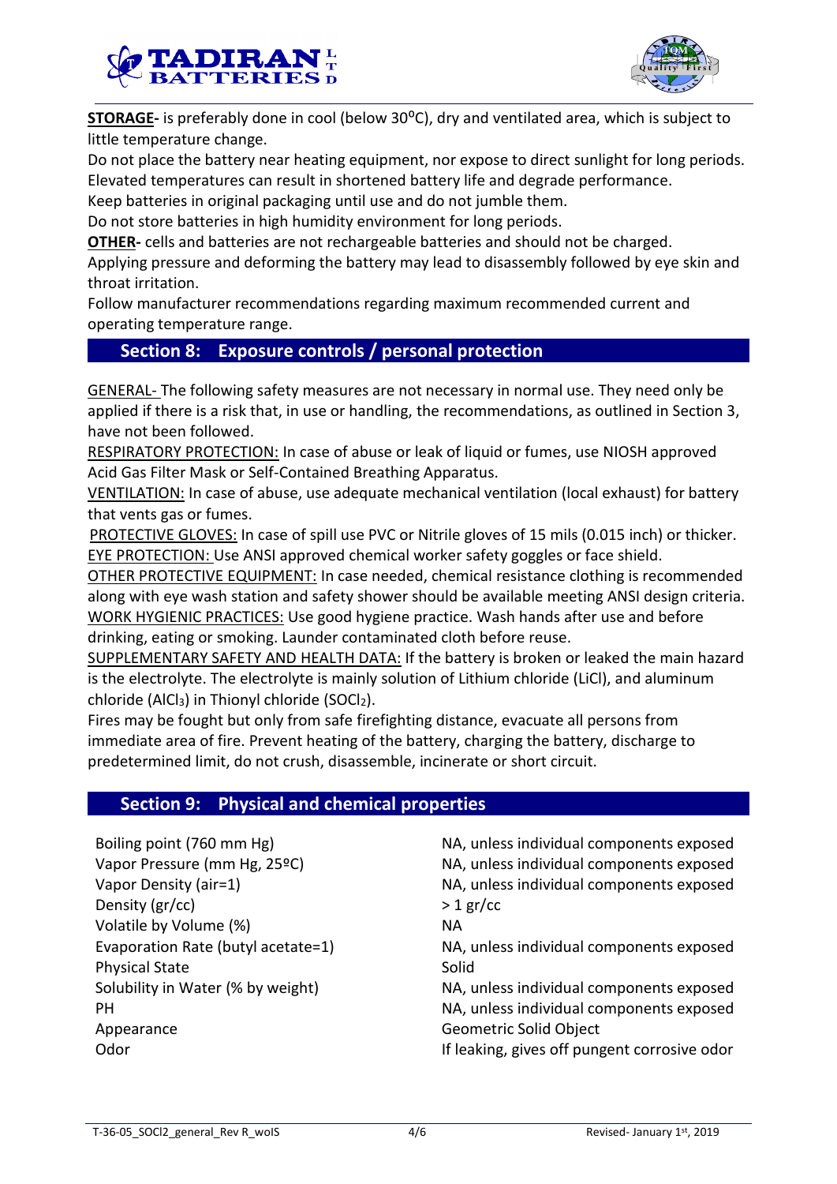**STORAGE-** is preferably done in cool (below 30°C), dry and ventilated area, which is subject to little temperature change.

Do not place the battery near heating equipment, nor expose to direct sunlight for long periods. Elevated temperatures can result in shortened battery life and degrade performance.

Keep batteries in original packaging until use and do not jumble them.

Do not store batteries in high humidity environment for long periods.

**OTHER-** cells and batteries are not rechargeable batteries and should not be charged.

Applying pressure and deforming the battery may lead to disassembly followed by eye skin and throat irritation.

Follow manufacturer recommendations regarding maximum recommended current and operating temperature range.

## Section 8: Exposure controls / personal protection

GENERAL- The following safety measures are not necessary in normal use. They need only be applied if there is a risk that, in use or handling, the recommendations, as outlined in Section 3, have not been followed.

RESPIRATORY PROTECTION: In case of abuse or leak of liquid or fumes, use NIOSH approved Acid Gas Filter Mask or Self-Contained Breathing Apparatus.

VENTILATION: In case of abuse, use adequate mechanical ventilation (local exhaust) for battery that vents gas or fumes.

PROTECTIVE GLOVES: In case of spill use PVC or Nitrile gloves of 15 mils (0.015 inch) or thicker.

EYE PROTECTION: Use ANSI approved chemical worker safety goggles or face shield.

OTHER PROTECTIVE EQUIPMENT: In case needed, chemical resistance clothing is recommended along with eye wash station and safety shower should be available meeting ANSI design criteria.

WORK HYGIENIC PRACTICES: Use good hygiene practice. Wash hands after use and before drinking, eating or smoking. Launder contaminated cloth before reuse.

SUPPLEMENTARY SAFETY AND HEALTH DATA: If the battery is broken or leaked the main hazard is the electrolyte. The electrolyte is mainly solution of Lithium chloride (LiCl), and aluminum chloride ($AlCl_3$) in Thionyl chloride ($SOCl_2$).

Fires may be fought but only from safe firefighting distance, evacuate all persons from immediate area of fire. Prevent heating of the battery, charging the battery, discharge to predetermined limit, do not crush, disassemble, incinerate or short circuit.

## Section 9: Physical and chemical properties

| Property | Value |
|---|---|
| Boiling point (760 mm Hg) | NA, unless individual components exposed |
| Vapor Pressure (mm Hg, 25ºC) | NA, unless individual components exposed |
| Vapor Density (air=1) | NA, unless individual components exposed |
| Density (gr/cc) | > 1 gr/cc |
| Volatile by Volume (%) | NA |
| Evaporation Rate (butyl acetate=1) | NA, unless individual components exposed |
| Physical State | Solid |
| Solubility in Water (% by weight) | NA, unless individual components exposed |
| PH | NA, unless individual components exposed |
| Appearance | Geometric Solid Object |
| Odor | If leaking, gives off pungent corrosive odor |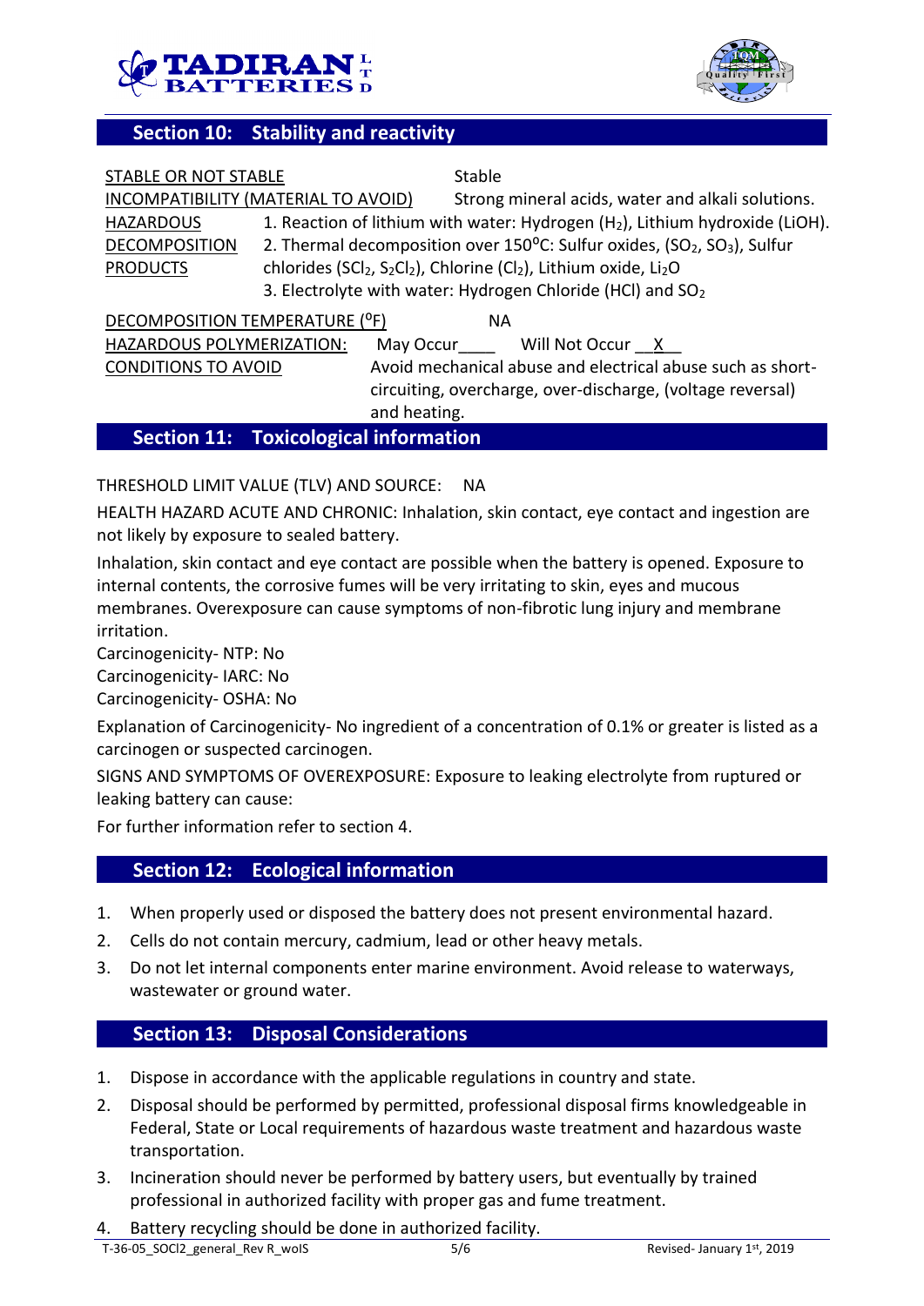## Section 10: Stability and reactivity

STABLE OR NOT STABLE — Stable

INCOMPATIBILITY (MATERIAL TO AVOID) — Strong mineral acids, water and alkali solutions.

HAZARDOUS DECOMPOSITION PRODUCTS
1. Reaction of lithium with water: Hydrogen ($H_2$), Lithium hydroxide (LiOH).
2. Thermal decomposition over 150°C: Sulfur oxides, ($SO_2$, $SO_3$), Sulfur chlorides ($SCl_2$, $S_2Cl_2$), Chlorine ($Cl_2$), Lithium oxide, $Li_2O$
3. Electrolyte with water: Hydrogen Chloride (HCl) and $SO_2$

DECOMPOSITION TEMPERATURE (°F) — NA

HAZARDOUS POLYMERIZATION: May Occur____ Will Not Occur __X__

CONDITIONS TO AVOID — Avoid mechanical abuse and electrical abuse such as short-circuiting, overcharge, over-discharge, (voltage reversal) and heating.

## Section 11: Toxicological information

THRESHOLD LIMIT VALUE (TLV) AND SOURCE: NA

HEALTH HAZARD ACUTE AND CHRONIC: Inhalation, skin contact, eye contact and ingestion are not likely by exposure to sealed battery.

Inhalation, skin contact and eye contact are possible when the battery is opened. Exposure to internal contents, the corrosive fumes will be very irritating to skin, eyes and mucous membranes. Overexposure can cause symptoms of non-fibrotic lung injury and membrane irritation.

Carcinogenicity- NTP: No
Carcinogenicity- IARC: No
Carcinogenicity- OSHA: No

Explanation of Carcinogenicity- No ingredient of a concentration of 0.1% or greater is listed as a carcinogen or suspected carcinogen.

SIGNS AND SYMPTOMS OF OVEREXPOSURE: Exposure to leaking electrolyte from ruptured or leaking battery can cause:

For further information refer to section 4.

## Section 12: Ecological information

1. When properly used or disposed the battery does not present environmental hazard.
2. Cells do not contain mercury, cadmium, lead or other heavy metals.
3. Do not let internal components enter marine environment. Avoid release to waterways, wastewater or ground water.

## Section 13: Disposal Considerations

1. Dispose in accordance with the applicable regulations in country and state.
2. Disposal should be performed by permitted, professional disposal firms knowledgeable in Federal, State or Local requirements of hazardous waste treatment and hazardous waste transportation.
3. Incineration should never be performed by battery users, but eventually by trained professional in authorized facility with proper gas and fume treatment.
4. Battery recycling should be done in authorized facility.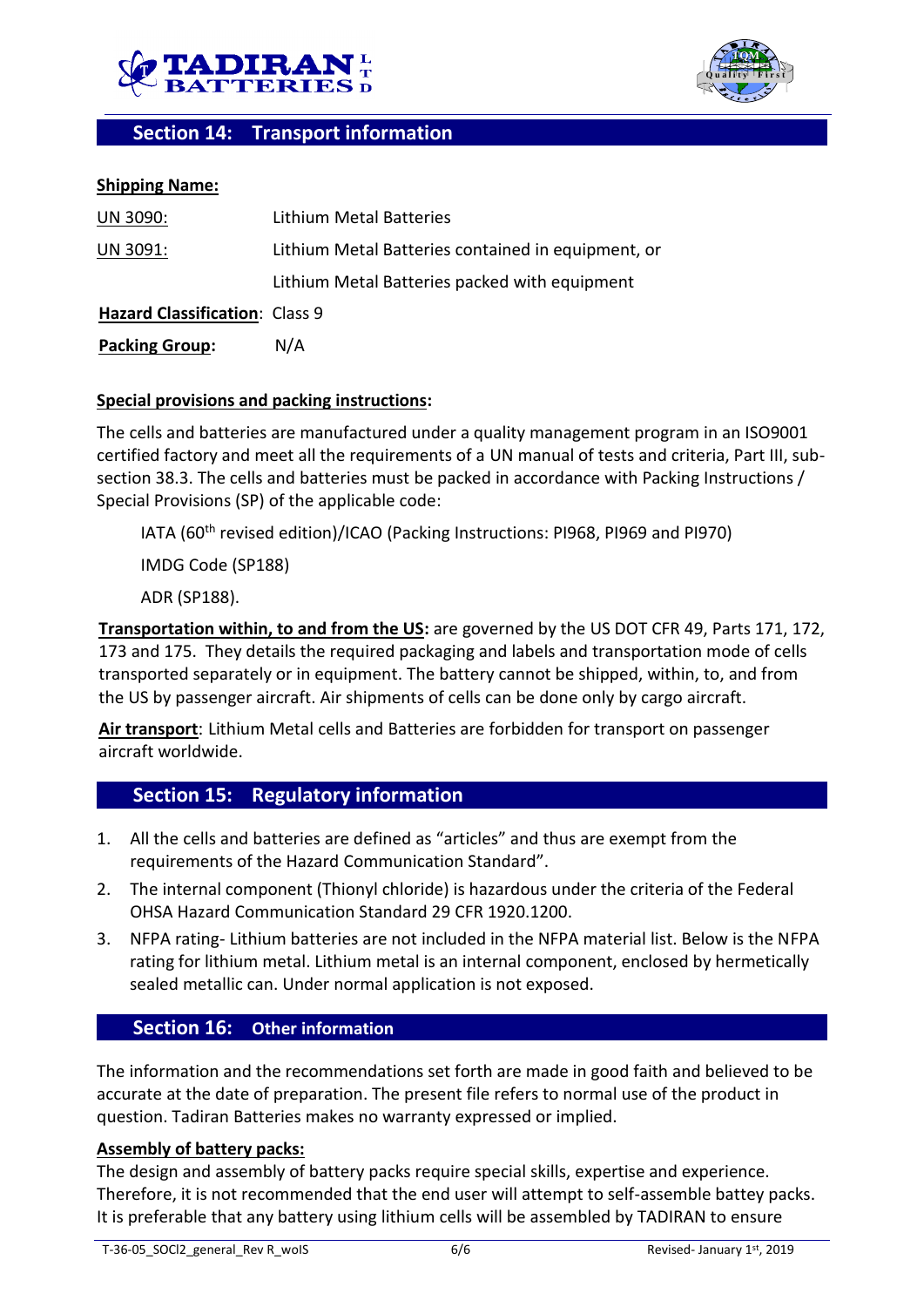## Section 14: Transport information

**Shipping Name:**

UN 3090: Lithium Metal Batteries

UN 3091: Lithium Metal Batteries contained in equipment, or

Lithium Metal Batteries packed with equipment

**Hazard Classification**: Class 9

**Packing Group:** N/A

**Special provisions and packing instructions:**

The cells and batteries are manufactured under a quality management program in an ISO9001 certified factory and meet all the requirements of a UN manual of tests and criteria, Part III, sub-section 38.3. The cells and batteries must be packed in accordance with Packing Instructions / Special Provisions (SP) of the applicable code:

IATA (60th revised edition)/ICAO (Packing Instructions: PI968, PI969 and PI970)

IMDG Code (SP188)

ADR (SP188).

**Transportation within, to and from the US:** are governed by the US DOT CFR 49, Parts 171, 172, 173 and 175. They details the required packaging and labels and transportation mode of cells transported separately or in equipment. The battery cannot be shipped, within, to, and from the US by passenger aircraft. Air shipments of cells can be done only by cargo aircraft.

**Air transport**: Lithium Metal cells and Batteries are forbidden for transport on passenger aircraft worldwide.

## Section 15: Regulatory information

1. All the cells and batteries are defined as "articles" and thus are exempt from the requirements of the Hazard Communication Standard".
2. The internal component (Thionyl chloride) is hazardous under the criteria of the Federal OHSA Hazard Communication Standard 29 CFR 1920.1200.
3. NFPA rating- Lithium batteries are not included in the NFPA material list. Below is the NFPA rating for lithium metal. Lithium metal is an internal component, enclosed by hermetically sealed metallic can. Under normal application is not exposed.

## Section 16: Other information

The information and the recommendations set forth are made in good faith and believed to be accurate at the date of preparation. The present file refers to normal use of the product in question. Tadiran Batteries makes no warranty expressed or implied.

**Assembly of battery packs:**

The design and assembly of battery packs require special skills, expertise and experience. Therefore, it is not recommended that the end user will attempt to self-assemble battey packs. It is preferable that any battery using lithium cells will be assembled by TADIRAN to ensure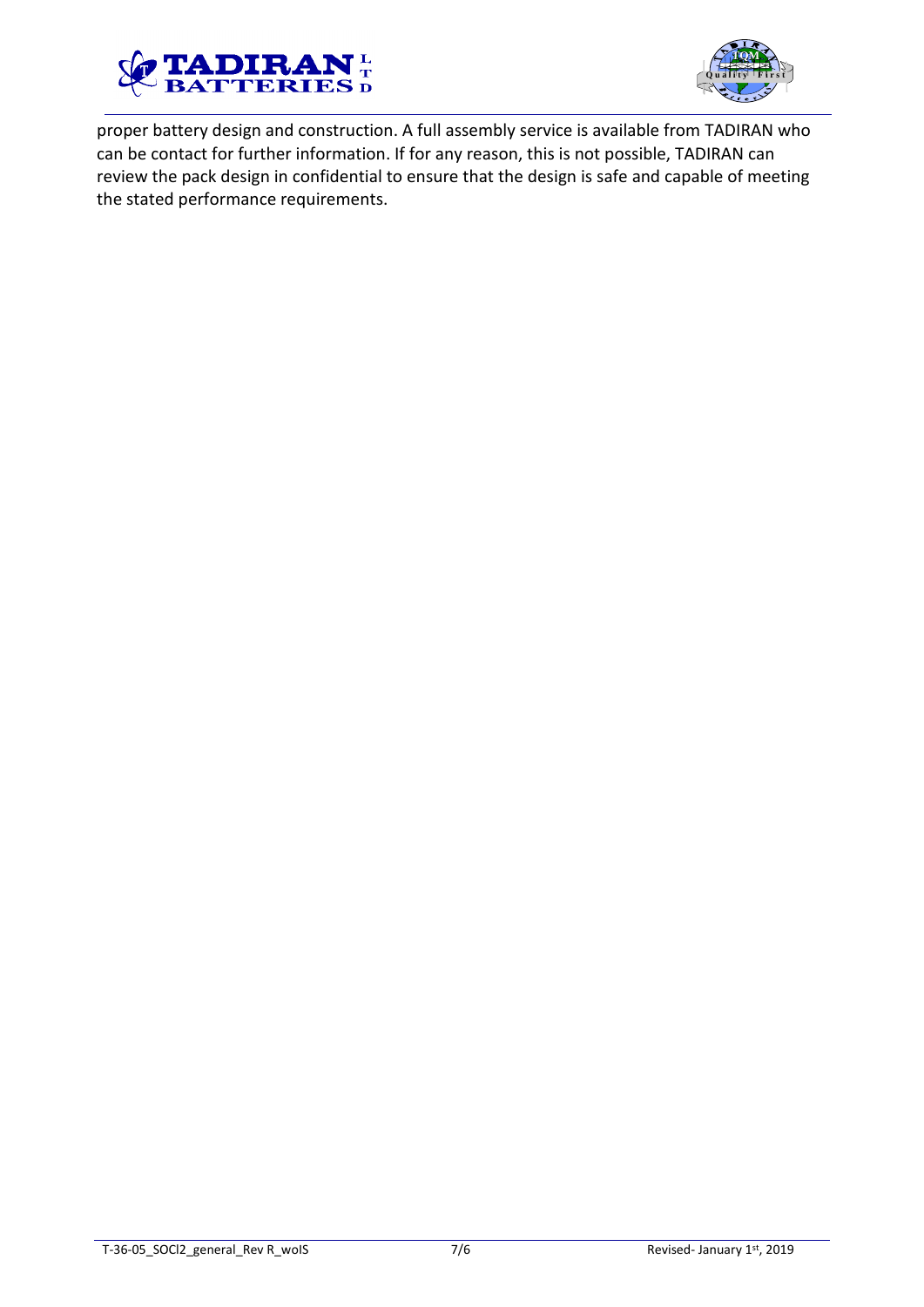proper battery design and construction. A full assembly service is available from TADIRAN who can be contact for further information. If for any reason, this is not possible, TADIRAN can review the pack design in confidential to ensure that the design is safe and capable of meeting the stated performance requirements.